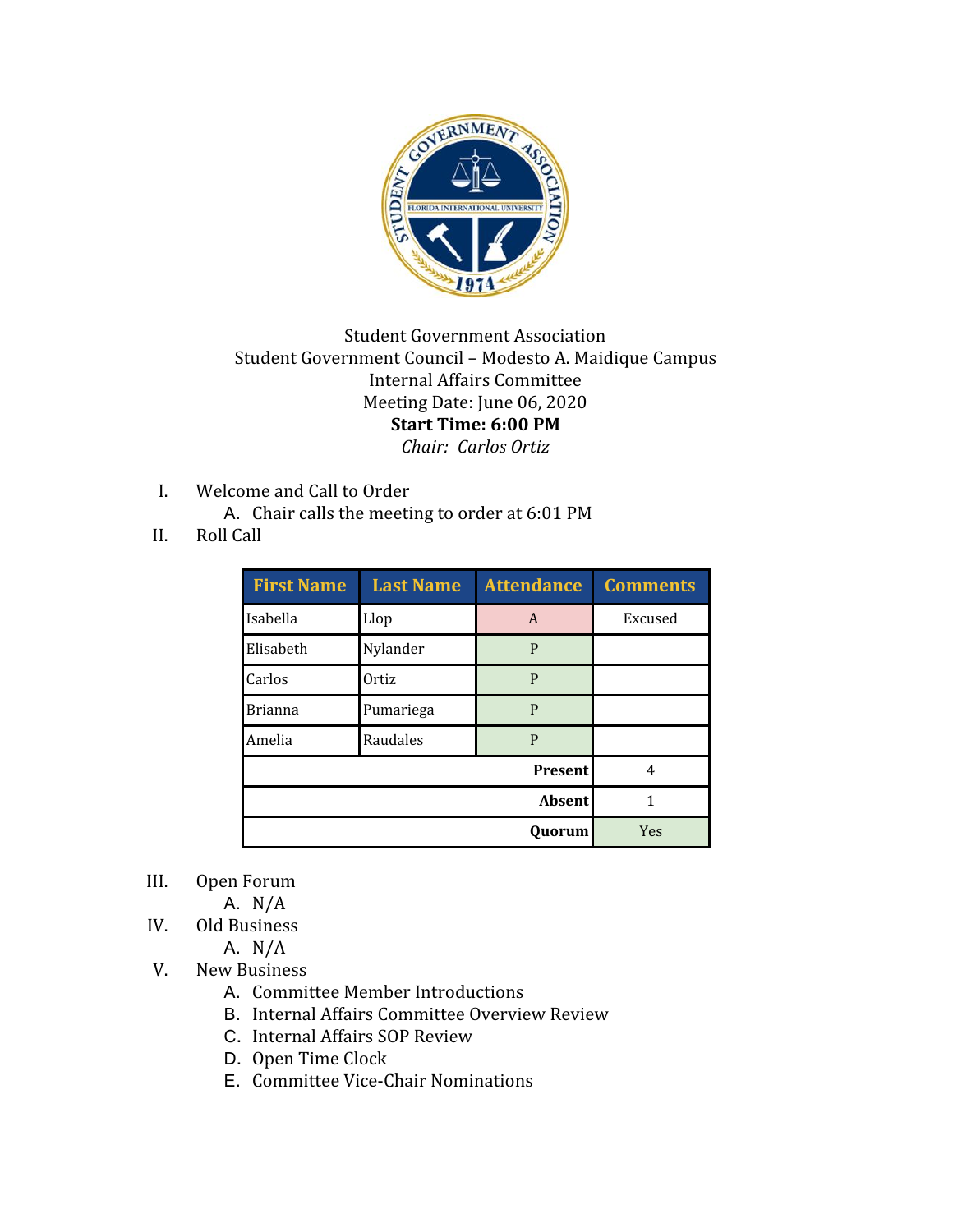Student Government Association
Student Government Council – Modesto A. Maidique Campus
Internal Affairs Committee
Meeting Date: June 06, 2020
**Start Time: 6:00 PM**
*Chair: Carlos Ortiz*

I. Welcome and Call to Order
   A. Chair calls the meeting to order at 6:01 PM

II. Roll Call

| First Name | Last Name | Attendance | Comments |
|---|---|---|---|
| Isabella | Llop | A | Excused |
| Elisabeth | Nylander | P | |
| Carlos | Ortiz | P | |
| Brianna | Pumariega | P | |
| Amelia | Raudales | P | |
| | | **Present** | 4 |
| | | **Absent** | 1 |
| | | **Quorum** | Yes |

III. Open Forum
   A. N/A

IV. Old Business
   A. N/A

V. New Business
   A. Committee Member Introductions
   B. Internal Affairs Committee Overview Review
   C. Internal Affairs SOP Review
   D. Open Time Clock
   E. Committee Vice-Chair Nominations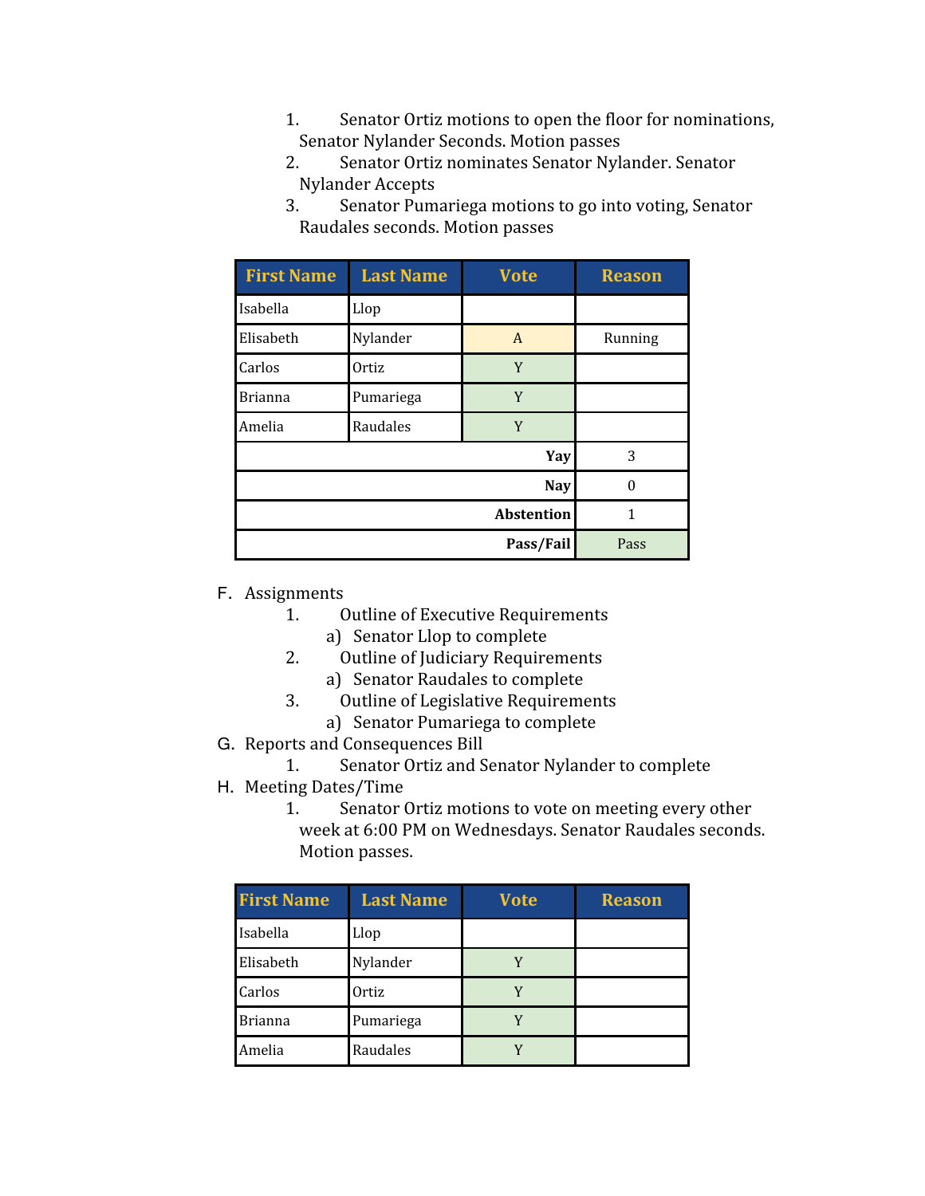1. Senator Ortiz motions to open the floor for nominations, Senator Nylander Seconds. Motion passes
2. Senator Ortiz nominates Senator Nylander. Senator Nylander Accepts
3. Senator Pumariega motions to go into voting, Senator Raudales seconds. Motion passes

| First Name | Last Name | Vote | Reason |
|---|---|---|---|
| Isabella | Llop | | |
| Elisabeth | Nylander | A | Running |
| Carlos | Ortiz | Y | |
| Brianna | Pumariega | Y | |
| Amelia | Raudales | Y | |
| | | **Yay** | 3 |
| | | **Nay** | 0 |
| | | **Abstention** | 1 |
| | | **Pass/Fail** | Pass |

F. Assignments
1. Outline of Executive Requirements
   a) Senator Llop to complete
2. Outline of Judiciary Requirements
   a) Senator Raudales to complete
3. Outline of Legislative Requirements
   a) Senator Pumariega to complete

G. Reports and Consequences Bill
1. Senator Ortiz and Senator Nylander to complete

H. Meeting Dates/Time
1. Senator Ortiz motions to vote on meeting every other week at 6:00 PM on Wednesdays. Senator Raudales seconds. Motion passes.

| First Name | Last Name | Vote | Reason |
|---|---|---|---|
| Isabella | Llop | | |
| Elisabeth | Nylander | Y | |
| Carlos | Ortiz | Y | |
| Brianna | Pumariega | Y | |
| Amelia | Raudales | Y | |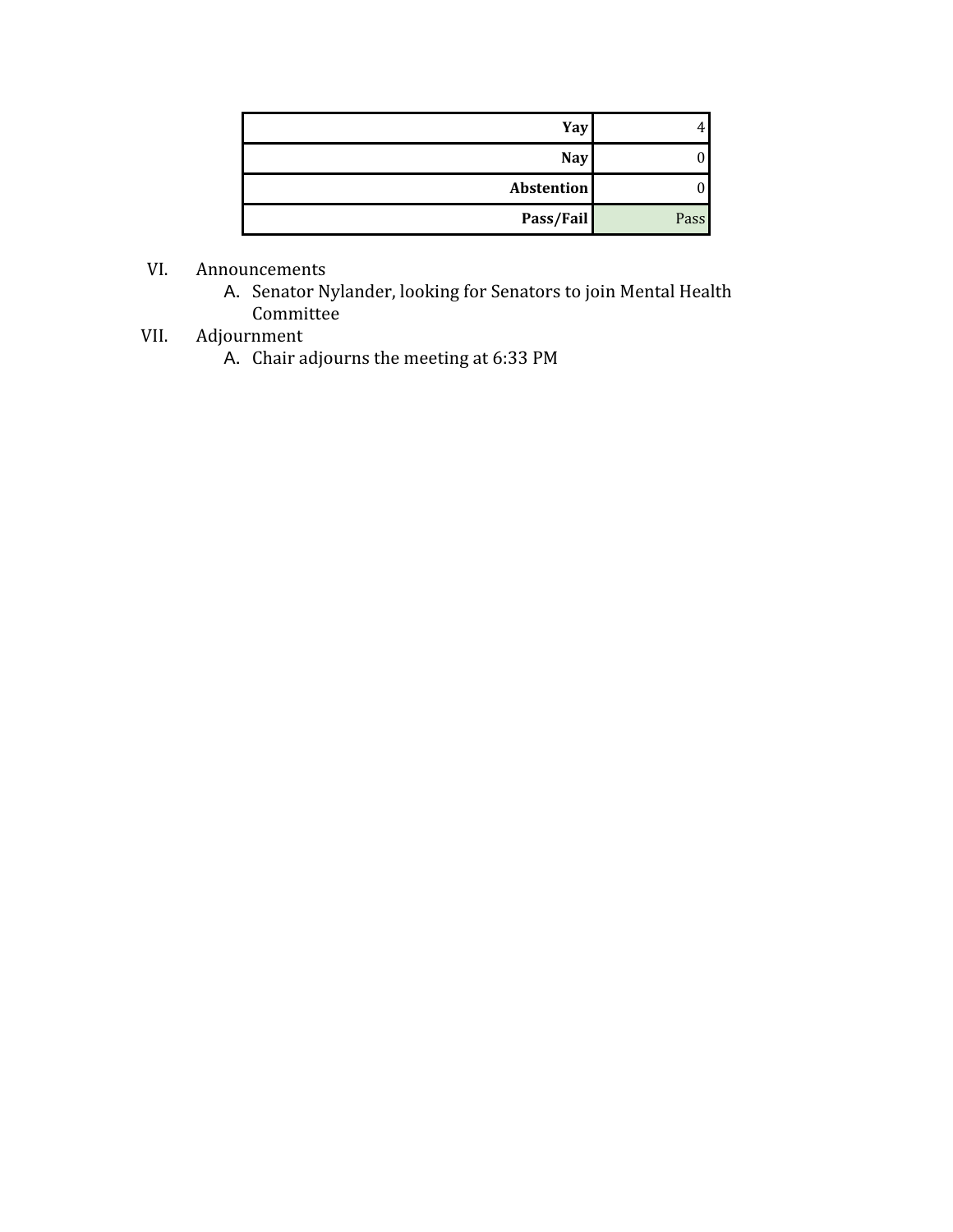| | |
|---|---|
| **Yay** | 4 |
| **Nay** | 0 |
| **Abstention** | 0 |
| **Pass/Fail** | Pass |

VI. Announcements
   A. Senator Nylander, looking for Senators to join Mental Health Committee

VII. Adjournment
   A. Chair adjourns the meeting at 6:33 PM